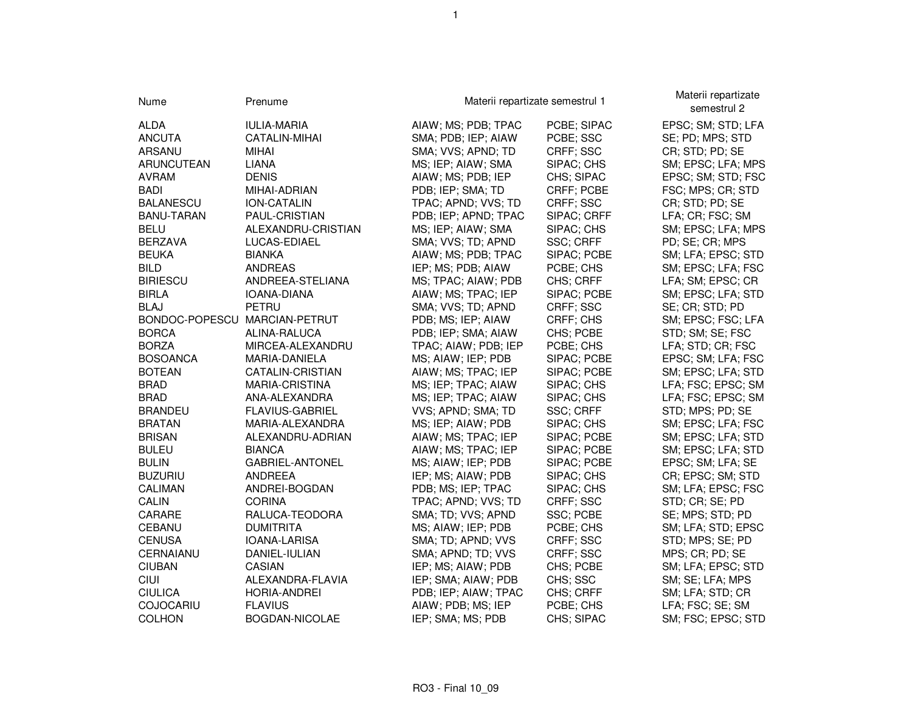| Nume | Prenume | Materii repartizate semestrul 1 | | Materii repartizate semestrul 2 |
|---|---|---|---|---|
| ALDA | IULIA-MARIA | AIAW; MS; PDB; TPAC | PCBE; SIPAC | EPSC; SM; STD; LFA |
| ANCUTA | CATALIN-MIHAI | SMA; PDB; IEP; AIAW | PCBE; SSC | SE; PD; MPS; STD |
| ARSANU | MIHAI | SMA; VVS; APND; TD | CRFF; SSC | CR; STD; PD; SE |
| ARUNCUTEAN | LIANA | MS; IEP; AIAW; SMA | SIPAC; CHS | SM; EPSC; LFA; MPS |
| AVRAM | DENIS | AIAW; MS; PDB; IEP | CHS; SIPAC | EPSC; SM; STD; FSC |
| BADI | MIHAI-ADRIAN | PDB; IEP; SMA; TD | CRFF; PCBE | FSC; MPS; CR; STD |
| BALANESCU | ION-CATALIN | TPAC; APND; VVS; TD | CRFF; SSC | CR; STD; PD; SE |
| BANU-TARAN | PAUL-CRISTIAN | PDB; IEP; APND; TPAC | SIPAC; CRFF | LFA; CR; FSC; SM |
| BELU | ALEXANDRU-CRISTIAN | MS; IEP; AIAW; SMA | SIPAC; CHS | SM; EPSC; LFA; MPS |
| BERZAVA | LUCAS-EDIAEL | SMA; VVS; TD; APND | SSC; CRFF | PD; SE; CR; MPS |
| BEUKA | BIANKA | AIAW; MS; PDB; TPAC | SIPAC; PCBE | SM; LFA; EPSC; STD |
| BILD | ANDREAS | IEP; MS; PDB; AIAW | PCBE; CHS | SM; EPSC; LFA; FSC |
| BIRIESCU | ANDREEA-STELIANA | MS; TPAC; AIAW; PDB | CHS; CRFF | LFA; SM; EPSC; CR |
| BIRLA | IOANA-DIANA | AIAW; MS; TPAC; IEP | SIPAC; PCBE | SM; EPSC; LFA; STD |
| BLAJ | PETRU | SMA; VVS; TD; APND | CRFF; SSC | SE; CR; STD; PD |
| BONDOC-POPESCU | MARCIAN-PETRUT | PDB; MS; IEP; AIAW | CRFF; CHS | SM; EPSC; FSC; LFA |
| BORCA | ALINA-RALUCA | PDB; IEP; SMA; AIAW | CHS; PCBE | STD; SM; SE; FSC |
| BORZA | MIRCEA-ALEXANDRU | TPAC; AIAW; PDB; IEP | PCBE; CHS | LFA; STD; CR; FSC |
| BOSOANCA | MARIA-DANIELA | MS; AIAW; IEP; PDB | SIPAC; PCBE | EPSC; SM; LFA; FSC |
| BOTEAN | CATALIN-CRISTIAN | AIAW; MS; TPAC; IEP | SIPAC; PCBE | SM; EPSC; LFA; STD |
| BRAD | MARIA-CRISTINA | MS; IEP; TPAC; AIAW | SIPAC; CHS | LFA; FSC; EPSC; SM |
| BRAD | ANA-ALEXANDRA | MS; IEP; TPAC; AIAW | SIPAC; CHS | LFA; FSC; EPSC; SM |
| BRANDEU | FLAVIUS-GABRIEL | VVS; APND; SMA; TD | SSC; CRFF | STD; MPS; PD; SE |
| BRATAN | MARIA-ALEXANDRA | MS; IEP; AIAW; PDB | SIPAC; CHS | SM; EPSC; LFA; FSC |
| BRISAN | ALEXANDRU-ADRIAN | AIAW; MS; TPAC; IEP | SIPAC; PCBE | SM; EPSC; LFA; STD |
| BULEU | BIANCA | AIAW; MS; TPAC; IEP | SIPAC; PCBE | SM; EPSC; LFA; STD |
| BULIN | GABRIEL-ANTONEL | MS; AIAW; IEP; PDB | SIPAC; PCBE | EPSC; SM; LFA; SE |
| BUZURIU | ANDREEA | IEP; MS; AIAW; PDB | SIPAC; CHS | CR; EPSC; SM; STD |
| CALIMAN | ANDREI-BOGDAN | PDB; MS; IEP; TPAC | SIPAC; CHS | SM; LFA; EPSC; FSC |
| CALIN | CORINA | TPAC; APND; VVS; TD | CRFF; SSC | STD; CR; SE; PD |
| CARARE | RALUCA-TEODORA | SMA; TD; VVS; APND | SSC; PCBE | SE; MPS; STD; PD |
| CEBANU | DUMITRITA | MS; AIAW; IEP; PDB | PCBE; CHS | SM; LFA; STD; EPSC |
| CENUSA | IOANA-LARISA | SMA; TD; APND; VVS | CRFF; SSC | STD; MPS; SE; PD |
| CERNAIANU | DANIEL-IULIAN | SMA; APND; TD; VVS | CRFF; SSC | MPS; CR; PD; SE |
| CIUBAN | CASIAN | IEP; MS; AIAW; PDB | CHS; PCBE | SM; LFA; EPSC; STD |
| CIUI | ALEXANDRA-FLAVIA | IEP; SMA; AIAW; PDB | CHS; SSC | SM; SE; LFA; MPS |
| CIULICA | HORIA-ANDREI | PDB; IEP; AIAW; TPAC | CHS; CRFF | SM; LFA; STD; CR |
| COJOCARIU | FLAVIUS | AIAW; PDB; MS; IEP | PCBE; CHS | LFA; FSC; SE; SM |
| COLHON | BOGDAN-NICOLAE | IEP; SMA; MS; PDB | CHS; SIPAC | SM; FSC; EPSC; STD |

RO3 - Final 10_09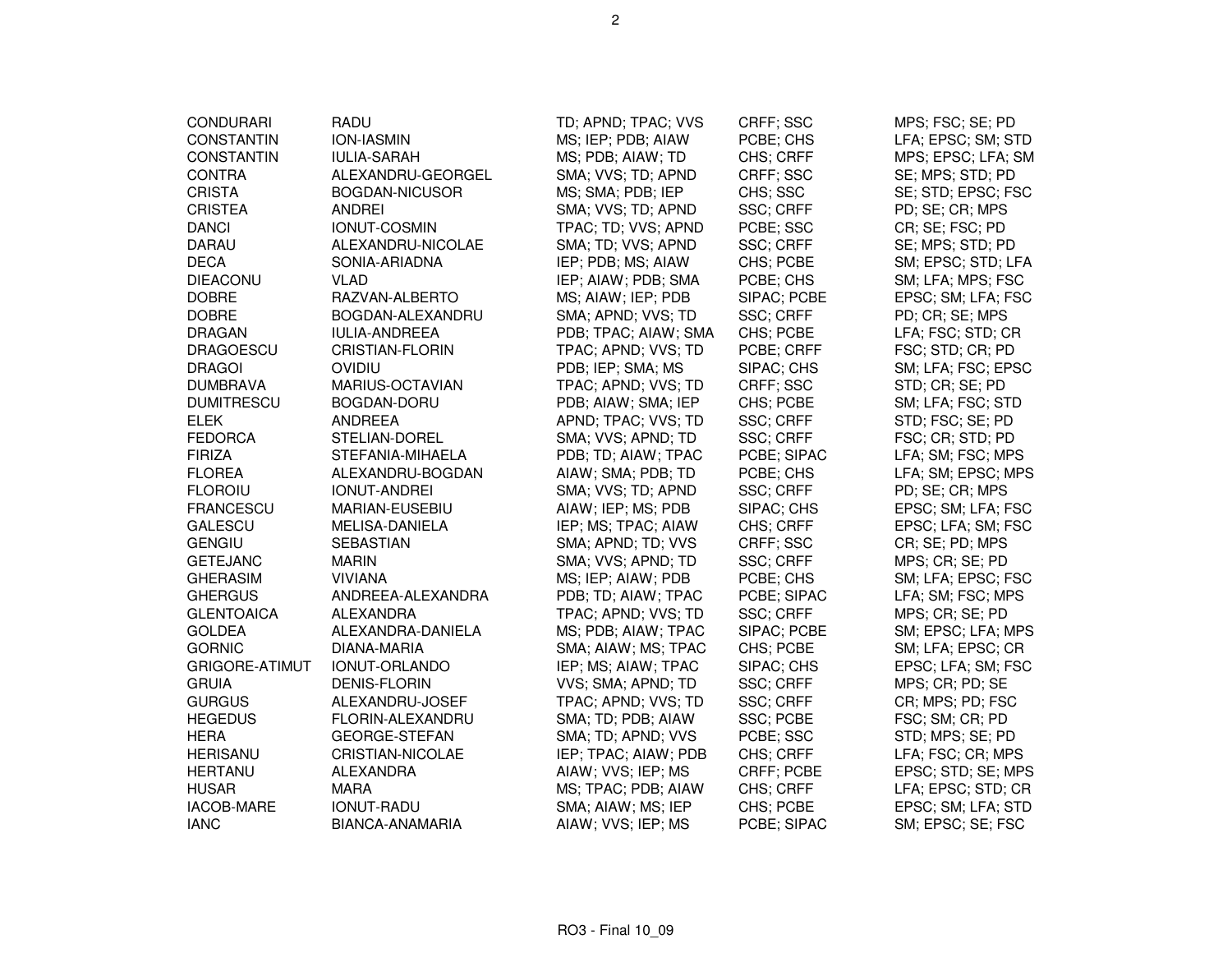| | | | | |
|---|---|---|---|---|
| CONDURARI | RADU | TD; APND; TPAC; VVS | CRFF; SSC | MPS; FSC; SE; PD |
| CONSTANTIN | ION-IASMIN | MS; IEP; PDB; AIAW | PCBE; CHS | LFA; EPSC; SM; STD |
| CONSTANTIN | IULIA-SARAH | MS; PDB; AIAW; TD | CHS; CRFF | MPS; EPSC; LFA; SM |
| CONTRA | ALEXANDRU-GEORGEL | SMA; VVS; TD; APND | CRFF; SSC | SE; MPS; STD; PD |
| CRISTA | BOGDAN-NICUSOR | MS; SMA; PDB; IEP | CHS; SSC | SE; STD; EPSC; FSC |
| CRISTEA | ANDREI | SMA; VVS; TD; APND | SSC; CRFF | PD; SE; CR; MPS |
| DANCI | IONUT-COSMIN | TPAC; TD; VVS; APND | PCBE; SSC | CR; SE; FSC; PD |
| DARAU | ALEXANDRU-NICOLAE | SMA; TD; VVS; APND | SSC; CRFF | SE; MPS; STD; PD |
| DECA | SONIA-ARIADNA | IEP; PDB; MS; AIAW | CHS; PCBE | SM; EPSC; STD; LFA |
| DIEACONU | VLAD | IEP; AIAW; PDB; SMA | PCBE; CHS | SM; LFA; MPS; FSC |
| DOBRE | RAZVAN-ALBERTO | MS; AIAW; IEP; PDB | SIPAC; PCBE | EPSC; SM; LFA; FSC |
| DOBRE | BOGDAN-ALEXANDRU | SMA; APND; VVS; TD | SSC; CRFF | PD; CR; SE; MPS |
| DRAGAN | IULIA-ANDREEA | PDB; TPAC; AIAW; SMA | CHS; PCBE | LFA; FSC; STD; CR |
| DRAGOESCU | CRISTIAN-FLORIN | TPAC; APND; VVS; TD | PCBE; CRFF | FSC; STD; CR; PD |
| DRAGOI | OVIDIU | PDB; IEP; SMA; MS | SIPAC; CHS | SM; LFA; FSC; EPSC |
| DUMBRAVA | MARIUS-OCTAVIAN | TPAC; APND; VVS; TD | CRFF; SSC | STD; CR; SE; PD |
| DUMITRESCU | BOGDAN-DORU | PDB; AIAW; SMA; IEP | CHS; PCBE | SM; LFA; FSC; STD |
| ELEK | ANDREEA | APND; TPAC; VVS; TD | SSC; CRFF | STD; FSC; SE; PD |
| FEDORCA | STELIAN-DOREL | SMA; VVS; APND; TD | SSC; CRFF | FSC; CR; STD; PD |
| FIRIZA | STEFANIA-MIHAELA | PDB; TD; AIAW; TPAC | PCBE; SIPAC | LFA; SM; FSC; MPS |
| FLOREA | ALEXANDRU-BOGDAN | AIAW; SMA; PDB; TD | PCBE; CHS | LFA; SM; EPSC; MPS |
| FLOROIU | IONUT-ANDREI | SMA; VVS; TD; APND | SSC; CRFF | PD; SE; CR; MPS |
| FRANCESCU | MARIAN-EUSEBIU | AIAW; IEP; MS; PDB | SIPAC; CHS | EPSC; SM; LFA; FSC |
| GALESCU | MELISA-DANIELA | IEP; MS; TPAC; AIAW | CHS; CRFF | EPSC; LFA; SM; FSC |
| GENGIU | SEBASTIAN | SMA; APND; TD; VVS | CRFF; SSC | CR; SE; PD; MPS |
| GETEJANC | MARIN | SMA; VVS; APND; TD | SSC; CRFF | MPS; CR; SE; PD |
| GHERASIM | VIVIANA | MS; IEP; AIAW; PDB | PCBE; CHS | SM; LFA; EPSC; FSC |
| GHERGUS | ANDREEA-ALEXANDRA | PDB; TD; AIAW; TPAC | PCBE; SIPAC | LFA; SM; FSC; MPS |
| GLENTOAICA | ALEXANDRA | TPAC; APND; VVS; TD | SSC; CRFF | MPS; CR; SE; PD |
| GOLDEA | ALEXANDRA-DANIELA | MS; PDB; AIAW; TPAC | SIPAC; PCBE | SM; EPSC; LFA; MPS |
| GORNIC | DIANA-MARIA | SMA; AIAW; MS; TPAC | CHS; PCBE | SM; LFA; EPSC; CR |
| GRIGORE-ATIMUT | IONUT-ORLANDO | IEP; MS; AIAW; TPAC | SIPAC; CHS | EPSC; LFA; SM; FSC |
| GRUIA | DENIS-FLORIN | VVS; SMA; APND; TD | SSC; CRFF | MPS; CR; PD; SE |
| GURGUS | ALEXANDRU-JOSEF | TPAC; APND; VVS; TD | SSC; CRFF | CR; MPS; PD; FSC |
| HEGEDUS | FLORIN-ALEXANDRU | SMA; TD; PDB; AIAW | SSC; PCBE | FSC; SM; CR; PD |
| HERA | GEORGE-STEFAN | SMA; TD; APND; VVS | PCBE; SSC | STD; MPS; SE; PD |
| HERISANU | CRISTIAN-NICOLAE | IEP; TPAC; AIAW; PDB | CHS; CRFF | LFA; FSC; CR; MPS |
| HERTANU | ALEXANDRA | AIAW; VVS; IEP; MS | CRFF; PCBE | EPSC; STD; SE; MPS |
| HUSAR | MARA | MS; TPAC; PDB; AIAW | CHS; CRFF | LFA; EPSC; STD; CR |
| IACOB-MARE | IONUT-RADU | SMA; AIAW; MS; IEP | CHS; PCBE | EPSC; SM; LFA; STD |
| IANC | BIANCA-ANAMARIA | AIAW; VVS; IEP; MS | PCBE; SIPAC | SM; EPSC; SE; FSC |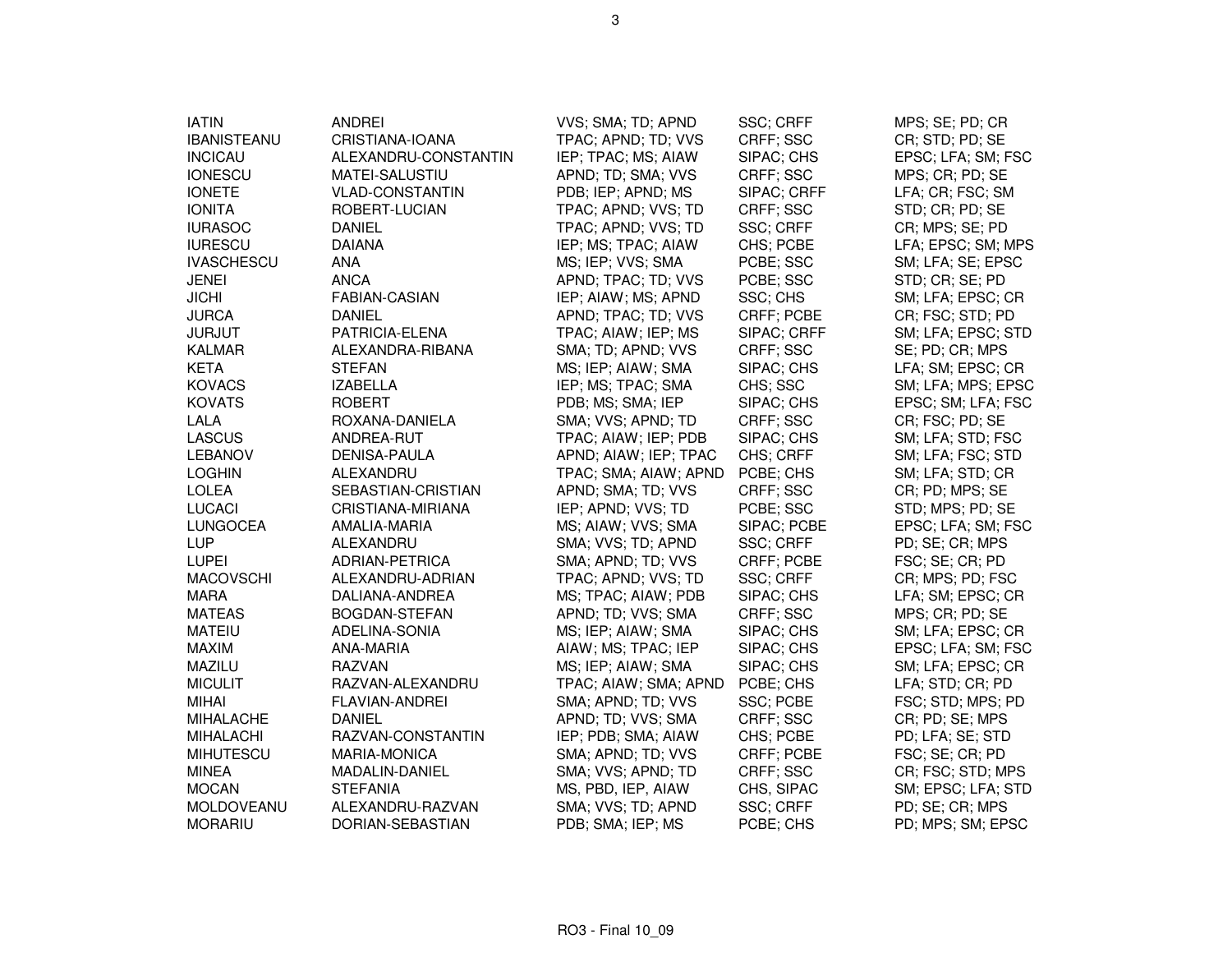| | | | | |
|---|---|---|---|---|
| IATIN | ANDREI | VVS; SMA; TD; APND | SSC; CRFF | MPS; SE; PD; CR |
| IBANISTEANU | CRISTIANA-IOANA | TPAC; APND; TD; VVS | CRFF; SSC | CR; STD; PD; SE |
| INCICAU | ALEXANDRU-CONSTANTIN | IEP; TPAC; MS; AIAW | SIPAC; CHS | EPSC; LFA; SM; FSC |
| IONESCU | MATEI-SALUSTIU | APND; TD; SMA; VVS | CRFF; SSC | MPS; CR; PD; SE |
| IONETE | VLAD-CONSTANTIN | PDB; IEP; APND; MS | SIPAC; CRFF | LFA; CR; FSC; SM |
| IONITA | ROBERT-LUCIAN | TPAC; APND; VVS; TD | CRFF; SSC | STD; CR; PD; SE |
| IURASOC | DANIEL | TPAC; APND; VVS; TD | SSC; CRFF | CR; MPS; SE; PD |
| IURESCU | DAIANA | IEP; MS; TPAC; AIAW | CHS; PCBE | LFA; EPSC; SM; MPS |
| IVASCHESCU | ANA | MS; IEP; VVS; SMA | PCBE; SSC | SM; LFA; SE; EPSC |
| JENEI | ANCA | APND; TPAC; TD; VVS | PCBE; SSC | STD; CR; SE; PD |
| JICHI | FABIAN-CASIAN | IEP; AIAW; MS; APND | SSC; CHS | SM; LFA; EPSC; CR |
| JURCA | DANIEL | APND; TPAC; TD; VVS | CRFF; PCBE | CR; FSC; STD; PD |
| JURJUT | PATRICIA-ELENA | TPAC; AIAW; IEP; MS | SIPAC; CRFF | SM; LFA; EPSC; STD |
| KALMAR | ALEXANDRA-RIBANA | SMA; TD; APND; VVS | CRFF; SSC | SE; PD; CR; MPS |
| KETA | STEFAN | MS; IEP; AIAW; SMA | SIPAC; CHS | LFA; SM; EPSC; CR |
| KOVACS | IZABELLA | IEP; MS; TPAC; SMA | CHS; SSC | SM; LFA; MPS; EPSC |
| KOVATS | ROBERT | PDB; MS; SMA; IEP | SIPAC; CHS | EPSC; SM; LFA; FSC |
| LALA | ROXANA-DANIELA | SMA; VVS; APND; TD | CRFF; SSC | CR; FSC; PD; SE |
| LASCUS | ANDREA-RUT | TPAC; AIAW; IEP; PDB | SIPAC; CHS | SM; LFA; STD; FSC |
| LEBANOV | DENISA-PAULA | APND; AIAW; IEP; TPAC | CHS; CRFF | SM; LFA; FSC; STD |
| LOGHIN | ALEXANDRU | TPAC; SMA; AIAW; APND | PCBE; CHS | SM; LFA; STD; CR |
| LOLEA | SEBASTIAN-CRISTIAN | APND; SMA; TD; VVS | CRFF; SSC | CR; PD; MPS; SE |
| LUCACI | CRISTIANA-MIRIANA | IEP; APND; VVS; TD | PCBE; SSC | STD; MPS; PD; SE |
| LUNGOCEA | AMALIA-MARIA | MS; AIAW; VVS; SMA | SIPAC; PCBE | EPSC; LFA; SM; FSC |
| LUP | ALEXANDRU | SMA; VVS; TD; APND | SSC; CRFF | PD; SE; CR; MPS |
| LUPEI | ADRIAN-PETRICA | SMA; APND; TD; VVS | CRFF; PCBE | FSC; SE; CR; PD |
| MACOVSCHI | ALEXANDRU-ADRIAN | TPAC; APND; VVS; TD | SSC; CRFF | CR; MPS; PD; FSC |
| MARA | DALIANA-ANDREA | MS; TPAC; AIAW; PDB | SIPAC; CHS | LFA; SM; EPSC; CR |
| MATEAS | BOGDAN-STEFAN | APND; TD; VVS; SMA | CRFF; SSC | MPS; CR; PD; SE |
| MATEIU | ADELINA-SONIA | MS; IEP; AIAW; SMA | SIPAC; CHS | SM; LFA; EPSC; CR |
| MAXIM | ANA-MARIA | AIAW; MS; TPAC; IEP | SIPAC; CHS | EPSC; LFA; SM; FSC |
| MAZILU | RAZVAN | MS; IEP; AIAW; SMA | SIPAC; CHS | SM; LFA; EPSC; CR |
| MICULIT | RAZVAN-ALEXANDRU | TPAC; AIAW; SMA; APND | PCBE; CHS | LFA; STD; CR; PD |
| MIHAI | FLAVIAN-ANDREI | SMA; APND; TD; VVS | SSC; PCBE | FSC; STD; MPS; PD |
| MIHALACHE | DANIEL | APND; TD; VVS; SMA | CRFF; SSC | CR; PD; SE; MPS |
| MIHALACHI | RAZVAN-CONSTANTIN | IEP; PDB; SMA; AIAW | CHS; PCBE | PD; LFA; SE; STD |
| MIHUTESCU | MARIA-MONICA | SMA; APND; TD; VVS | CRFF; PCBE | FSC; SE; CR; PD |
| MINEA | MADALIN-DANIEL | SMA; VVS; APND; TD | CRFF; SSC | CR; FSC; STD; MPS |
| MOCAN | STEFANIA | MS, PBD, IEP, AIAW | CHS, SIPAC | SM; EPSC; LFA; STD |
| MOLDOVEANU | ALEXANDRU-RAZVAN | SMA; VVS; TD; APND | SSC; CRFF | PD; SE; CR; MPS |
| MORARIU | DORIAN-SEBASTIAN | PDB; SMA; IEP; MS | PCBE; CHS | PD; MPS; SM; EPSC |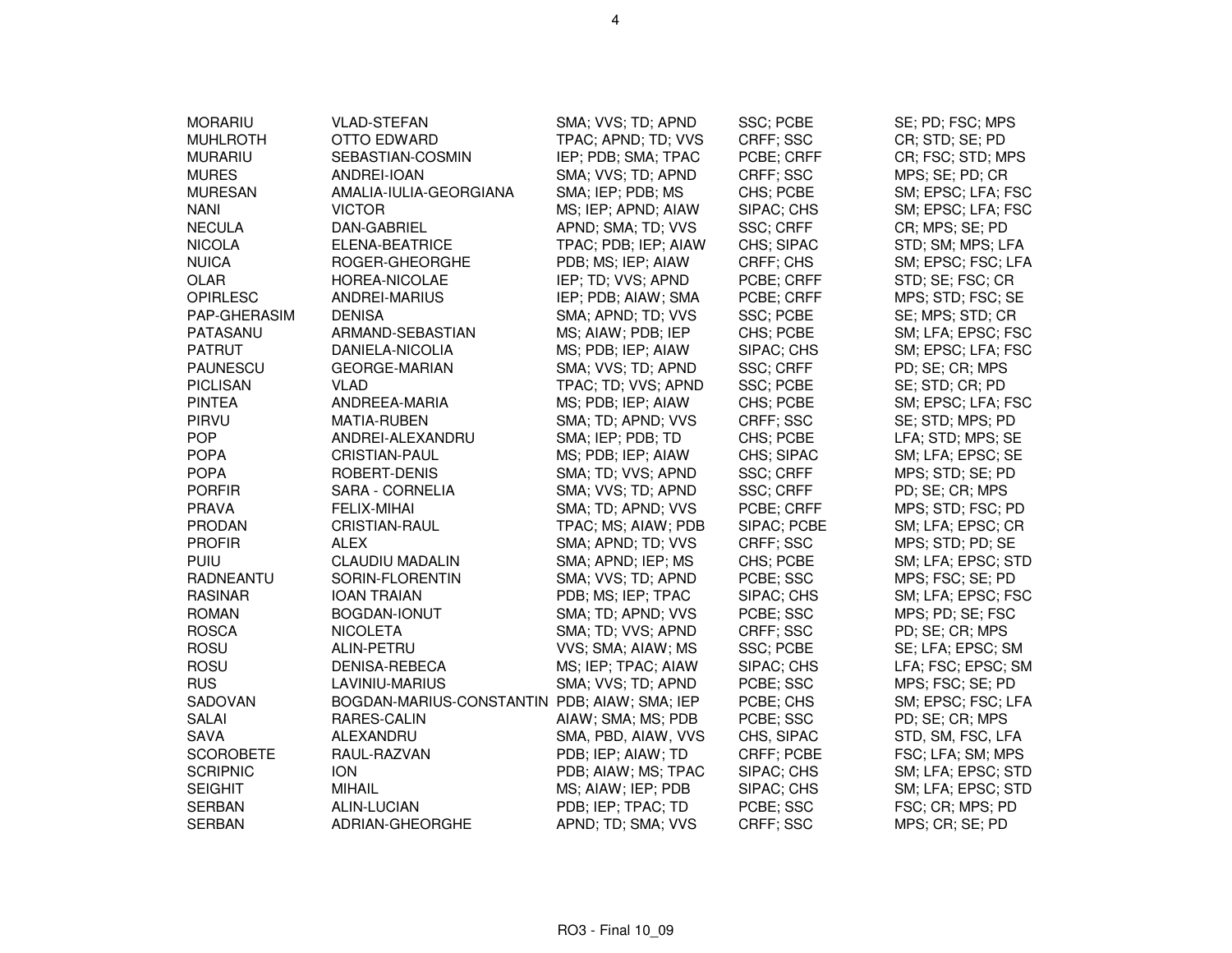| | | | | |
|---|---|---|---|---|
| MORARIU | VLAD-STEFAN | SMA; VVS; TD; APND | SSC; PCBE | SE; PD; FSC; MPS |
| MUHLROTH | OTTO EDWARD | TPAC; APND; TD; VVS | CRFF; SSC | CR; STD; SE; PD |
| MURARIU | SEBASTIAN-COSMIN | IEP; PDB; SMA; TPAC | PCBE; CRFF | CR; FSC; STD; MPS |
| MURES | ANDREI-IOAN | SMA; VVS; TD; APND | CRFF; SSC | MPS; SE; PD; CR |
| MURESAN | AMALIA-IULIA-GEORGIANA | SMA; IEP; PDB; MS | CHS; PCBE | SM; EPSC; LFA; FSC |
| NANI | VICTOR | MS; IEP; APND; AIAW | SIPAC; CHS | SM; EPSC; LFA; FSC |
| NECULA | DAN-GABRIEL | APND; SMA; TD; VVS | SSC; CRFF | CR; MPS; SE; PD |
| NICOLA | ELENA-BEATRICE | TPAC; PDB; IEP; AIAW | CHS; SIPAC | STD; SM; MPS; LFA |
| NUICA | ROGER-GHEORGHE | PDB; MS; IEP; AIAW | CRFF; CHS | SM; EPSC; FSC; LFA |
| OLAR | HOREA-NICOLAE | IEP; TD; VVS; APND | PCBE; CRFF | STD; SE; FSC; CR |
| OPIRLESC | ANDREI-MARIUS | IEP; PDB; AIAW; SMA | PCBE; CRFF | MPS; STD; FSC; SE |
| PAP-GHERASIM | DENISA | SMA; APND; TD; VVS | SSC; PCBE | SE; MPS; STD; CR |
| PATASANU | ARMAND-SEBASTIAN | MS; AIAW; PDB; IEP | CHS; PCBE | SM; LFA; EPSC; FSC |
| PATRUT | DANIELA-NICOLIA | MS; PDB; IEP; AIAW | SIPAC; CHS | SM; EPSC; LFA; FSC |
| PAUNESCU | GEORGE-MARIAN | SMA; VVS; TD; APND | SSC; CRFF | PD; SE; CR; MPS |
| PICLISAN | VLAD | TPAC; TD; VVS; APND | SSC; PCBE | SE; STD; CR; PD |
| PINTEA | ANDREEA-MARIA | MS; PDB; IEP; AIAW | CHS; PCBE | SM; EPSC; LFA; FSC |
| PIRVU | MATIA-RUBEN | SMA; TD; APND; VVS | CRFF; SSC | SE; STD; MPS; PD |
| POP | ANDREI-ALEXANDRU | SMA; IEP; PDB; TD | CHS; PCBE | LFA; STD; MPS; SE |
| POPA | CRISTIAN-PAUL | MS; PDB; IEP; AIAW | CHS; SIPAC | SM; LFA; EPSC; SE |
| POPA | ROBERT-DENIS | SMA; TD; VVS; APND | SSC; CRFF | MPS; STD; SE; PD |
| PORFIR | SARA - CORNELIA | SMA; VVS; TD; APND | SSC; CRFF | PD; SE; CR; MPS |
| PRAVA | FELIX-MIHAI | SMA; TD; APND; VVS | PCBE; CRFF | MPS; STD; FSC; PD |
| PRODAN | CRISTIAN-RAUL | TPAC; MS; AIAW; PDB | SIPAC; PCBE | SM; LFA; EPSC; CR |
| PROFIR | ALEX | SMA; APND; TD; VVS | CRFF; SSC | MPS; STD; PD; SE |
| PUIU | CLAUDIU MADALIN | SMA; APND; IEP; MS | CHS; PCBE | SM; LFA; EPSC; STD |
| RADNEANTU | SORIN-FLORENTIN | SMA; VVS; TD; APND | PCBE; SSC | MPS; FSC; SE; PD |
| RASINAR | IOAN TRAIAN | PDB; MS; IEP; TPAC | SIPAC; CHS | SM; LFA; EPSC; FSC |
| ROMAN | BOGDAN-IONUT | SMA; TD; APND; VVS | PCBE; SSC | MPS; PD; SE; FSC |
| ROSCA | NICOLETA | SMA; TD; VVS; APND | CRFF; SSC | PD; SE; CR; MPS |
| ROSU | ALIN-PETRU | VVS; SMA; AIAW; MS | SSC; PCBE | SE; LFA; EPSC; SM |
| ROSU | DENISA-REBECA | MS; IEP; TPAC; AIAW | SIPAC; CHS | LFA; FSC; EPSC; SM |
| RUS | LAVINIU-MARIUS | SMA; VVS; TD; APND | PCBE; SSC | MPS; FSC; SE; PD |
| SADOVAN | BOGDAN-MARIUS-CONSTANTIN | PDB; AIAW; SMA; IEP | PCBE; CHS | SM; EPSC; FSC; LFA |
| SALAI | RARES-CALIN | AIAW; SMA; MS; PDB | PCBE; SSC | PD; SE; CR; MPS |
| SAVA | ALEXANDRU | SMA, PBD, AIAW, VVS | CHS, SIPAC | STD, SM, FSC, LFA |
| SCOROBETE | RAUL-RAZVAN | PDB; IEP; AIAW; TD | CRFF; PCBE | FSC; LFA; SM; MPS |
| SCRIPNIC | ION | PDB; AIAW; MS; TPAC | SIPAC; CHS | SM; LFA; EPSC; STD |
| SEIGHIT | MIHAIL | MS; AIAW; IEP; PDB | SIPAC; CHS | SM; LFA; EPSC; STD |
| SERBAN | ALIN-LUCIAN | PDB; IEP; TPAC; TD | PCBE; SSC | FSC; CR; MPS; PD |
| SERBAN | ADRIAN-GHEORGHE | APND; TD; SMA; VVS | CRFF; SSC | MPS; CR; SE; PD |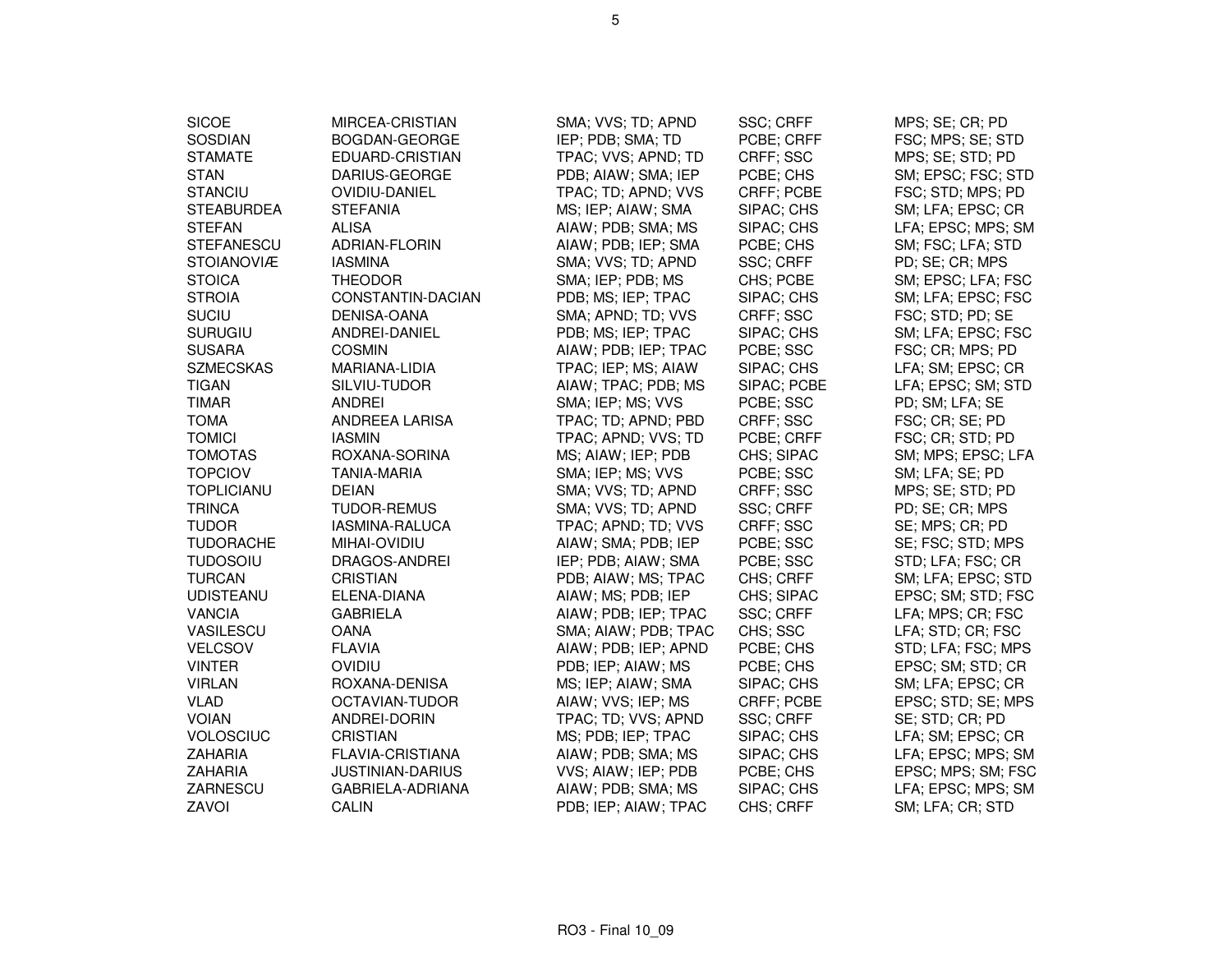| | | | | |
|---|---|---|---|---|
| SICOE | MIRCEA-CRISTIAN | SMA; VVS; TD; APND | SSC; CRFF | MPS; SE; CR; PD |
| SOSDIAN | BOGDAN-GEORGE | IEP; PDB; SMA; TD | PCBE; CRFF | FSC; MPS; SE; STD |
| STAMATE | EDUARD-CRISTIAN | TPAC; VVS; APND; TD | CRFF; SSC | MPS; SE; STD; PD |
| STAN | DARIUS-GEORGE | PDB; AIAW; SMA; IEP | PCBE; CHS | SM; EPSC; FSC; STD |
| STANCIU | OVIDIU-DANIEL | TPAC; TD; APND; VVS | CRFF; PCBE | FSC; STD; MPS; PD |
| STEABURDEA | STEFANIA | MS; IEP; AIAW; SMA | SIPAC; CHS | SM; LFA; EPSC; CR |
| STEFAN | ALISA | AIAW; PDB; SMA; MS | SIPAC; CHS | LFA; EPSC; MPS; SM |
| STEFANESCU | ADRIAN-FLORIN | AIAW; PDB; IEP; SMA | PCBE; CHS | SM; FSC; LFA; STD |
| STOIANOVIÆ | IASMINA | SMA; VVS; TD; APND | SSC; CRFF | PD; SE; CR; MPS |
| STOICA | THEODOR | SMA; IEP; PDB; MS | CHS; PCBE | SM; EPSC; LFA; FSC |
| STROIA | CONSTANTIN-DACIAN | PDB; MS; IEP; TPAC | SIPAC; CHS | SM; LFA; EPSC; FSC |
| SUCIU | DENISA-OANA | SMA; APND; TD; VVS | CRFF; SSC | FSC; STD; PD; SE |
| SURUGIU | ANDREI-DANIEL | PDB; MS; IEP; TPAC | SIPAC; CHS | SM; LFA; EPSC; FSC |
| SUSARA | COSMIN | AIAW; PDB; IEP; TPAC | PCBE; SSC | FSC; CR; MPS; PD |
| SZMECSKAS | MARIANA-LIDIA | TPAC; IEP; MS; AIAW | SIPAC; CHS | LFA; SM; EPSC; CR |
| TIGAN | SILVIU-TUDOR | AIAW; TPAC; PDB; MS | SIPAC; PCBE | LFA; EPSC; SM; STD |
| TIMAR | ANDREI | SMA; IEP; MS; VVS | PCBE; SSC | PD; SM; LFA; SE |
| TOMA | ANDREEA LARISA | TPAC; TD; APND; PBD | CRFF; SSC | FSC; CR; SE; PD |
| TOMICI | IASMIN | TPAC; APND; VVS; TD | PCBE; CRFF | FSC; CR; STD; PD |
| TOMOTAS | ROXANA-SORINA | MS; AIAW; IEP; PDB | CHS; SIPAC | SM; MPS; EPSC; LFA |
| TOPCIOV | TANIA-MARIA | SMA; IEP; MS; VVS | PCBE; SSC | SM; LFA; SE; PD |
| TOPLICIANU | DEIAN | SMA; VVS; TD; APND | CRFF; SSC | MPS; SE; STD; PD |
| TRINCA | TUDOR-REMUS | SMA; VVS; TD; APND | SSC; CRFF | PD; SE; CR; MPS |
| TUDOR | IASMINA-RALUCA | TPAC; APND; TD; VVS | CRFF; SSC | SE; MPS; CR; PD |
| TUDORACHE | MIHAI-OVIDIU | AIAW; SMA; PDB; IEP | PCBE; SSC | SE; FSC; STD; MPS |
| TUDOSOIU | DRAGOS-ANDREI | IEP; PDB; AIAW; SMA | PCBE; SSC | STD; LFA; FSC; CR |
| TURCAN | CRISTIAN | PDB; AIAW; MS; TPAC | CHS; CRFF | SM; LFA; EPSC; STD |
| UDISTEANU | ELENA-DIANA | AIAW; MS; PDB; IEP | CHS; SIPAC | EPSC; SM; STD; FSC |
| VANCIA | GABRIELA | AIAW; PDB; IEP; TPAC | SSC; CRFF | LFA; MPS; CR; FSC |
| VASILESCU | OANA | SMA; AIAW; PDB; TPAC | CHS; SSC | LFA; STD; CR; FSC |
| VELCSOV | FLAVIA | AIAW; PDB; IEP; APND | PCBE; CHS | STD; LFA; FSC; MPS |
| VINTER | OVIDIU | PDB; IEP; AIAW; MS | PCBE; CHS | EPSC; SM; STD; CR |
| VIRLAN | ROXANA-DENISA | MS; IEP; AIAW; SMA | SIPAC; CHS | SM; LFA; EPSC; CR |
| VLAD | OCTAVIAN-TUDOR | AIAW; VVS; IEP; MS | CRFF; PCBE | EPSC; STD; SE; MPS |
| VOIAN | ANDREI-DORIN | TPAC; TD; VVS; APND | SSC; CRFF | SE; STD; CR; PD |
| VOLOSCIUC | CRISTIAN | MS; PDB; IEP; TPAC | SIPAC; CHS | LFA; SM; EPSC; CR |
| ZAHARIA | FLAVIA-CRISTIANA | AIAW; PDB; SMA; MS | SIPAC; CHS | LFA; EPSC; MPS; SM |
| ZAHARIA | JUSTINIAN-DARIUS | VVS; AIAW; IEP; PDB | PCBE; CHS | EPSC; MPS; SM; FSC |
| ZARNESCU | GABRIELA-ADRIANA | AIAW; PDB; SMA; MS | SIPAC; CHS | LFA; EPSC; MPS; SM |
| ZAVOI | CALIN | PDB; IEP; AIAW; TPAC | CHS; CRFF | SM; LFA; CR; STD |